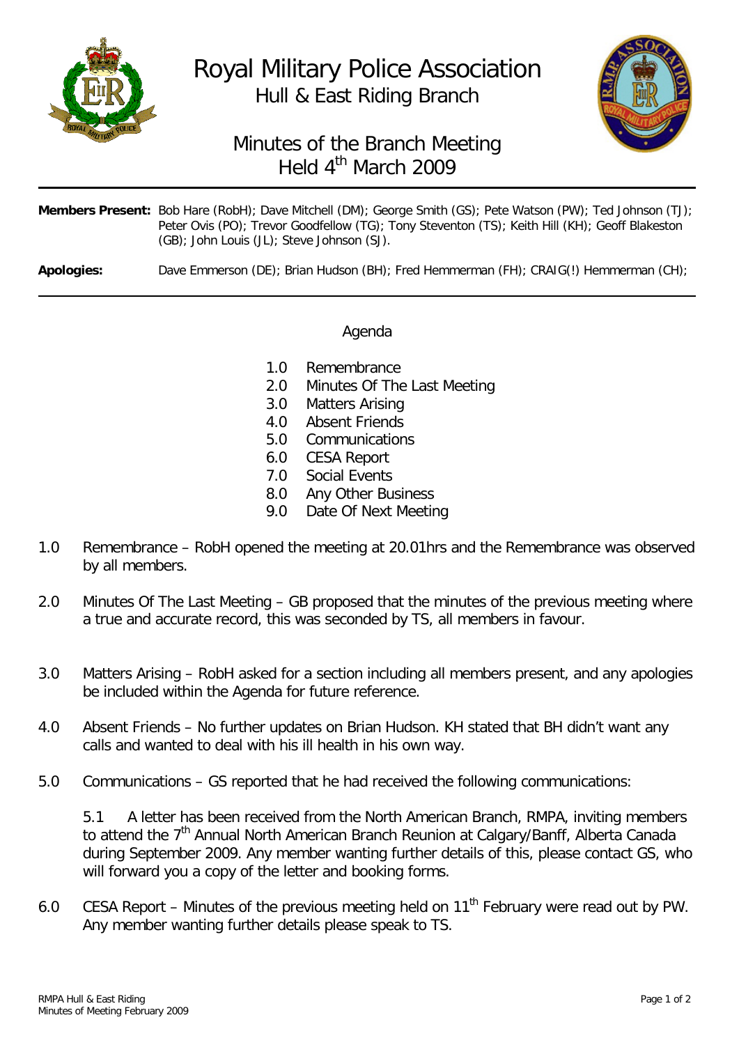# Royal Military Police Association

## Hull & East Riding Branch

## Minutes of the Branch Meeting Held 4th March 2009

**Members Present:** Bob Hare (RobH); Dave Mitchell (DM); George Smith (GS); Pete Watson (PW); Ted Johnson (TJ); Peter Ovis (PO); Trevor Goodfellow (TG); Tony Steventon (TS); Keith Hill (KH); Geoff Blakeston (GB); John Louis (JL); Steve Johnson (SJ).

**Apologies:** Dave Emmerson (DE); Brian Hudson (BH); Fred Hemmerman (FH); CRAIG(!) Hemmerman (CH);

---

### Agenda

1.0 Remembrance
2.0 Minutes Of The Last Meeting
3.0 Matters Arising
4.0 Absent Friends
5.0 Communications
6.0 CESA Report
7.0 Social Events
8.0 Any Other Business
9.0 Date Of Next Meeting

1.0 Remembrance – RobH opened the meeting at 20.01hrs and the Remembrance was observed by all members.

2.0 Minutes Of The Last Meeting – GB proposed that the minutes of the previous meeting where a true and accurate record, this was seconded by TS, all members in favour.

3.0 Matters Arising – RobH asked for a section including all members present, and any apologies be included within the Agenda for future reference.

4.0 Absent Friends – No further updates on Brian Hudson. KH stated that BH didn't want any calls and wanted to deal with his ill health in his own way.

5.0 Communications – GS reported that he had received the following communications:

5.1 A letter has been received from the North American Branch, RMPA, inviting members to attend the 7th Annual North American Branch Reunion at Calgary/Banff, Alberta Canada during September 2009. Any member wanting further details of this, please contact GS, who will forward you a copy of the letter and booking forms.

6.0 CESA Report – Minutes of the previous meeting held on 11th February were read out by PW. Any member wanting further details please speak to TS.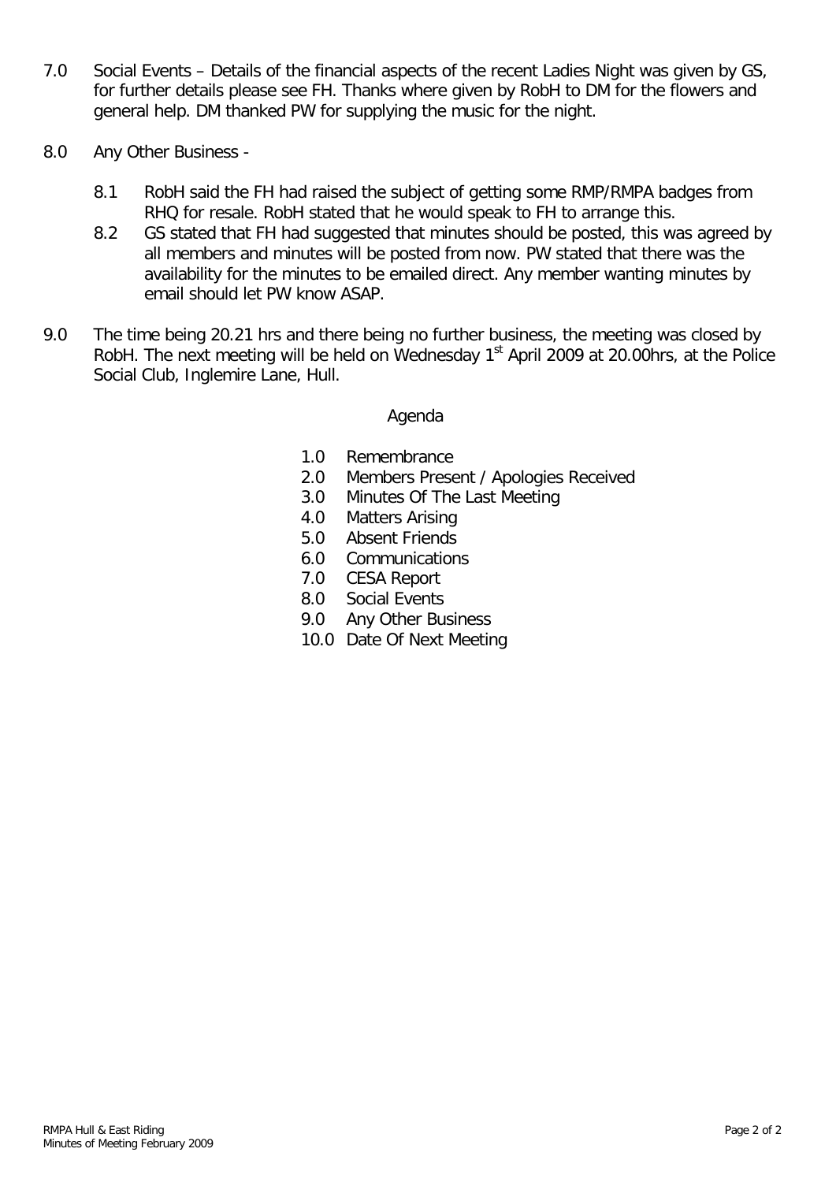7.0 Social Events – Details of the financial aspects of the recent Ladies Night was given by GS, for further details please see FH. Thanks where given by RobH to DM for the flowers and general help. DM thanked PW for supplying the music for the night.

8.0 Any Other Business -

8.1 RobH said the FH had raised the subject of getting some RMP/RMPA badges from RHQ for resale. RobH stated that he would speak to FH to arrange this.

8.2 GS stated that FH had suggested that minutes should be posted, this was agreed by all members and minutes will be posted from now. PW stated that there was the availability for the minutes to be emailed direct. Any member wanting minutes by email should let PW know ASAP.

9.0 The time being 20.21 hrs and there being no further business, the meeting was closed by RobH. The next meeting will be held on Wednesday 1st April 2009 at 20.00hrs, at the Police Social Club, Inglemire Lane, Hull.

## Agenda

1.0 Remembrance
2.0 Members Present / Apologies Received
3.0 Minutes Of The Last Meeting
4.0 Matters Arising
5.0 Absent Friends
6.0 Communications
7.0 CESA Report
8.0 Social Events
9.0 Any Other Business
10.0 Date Of Next Meeting